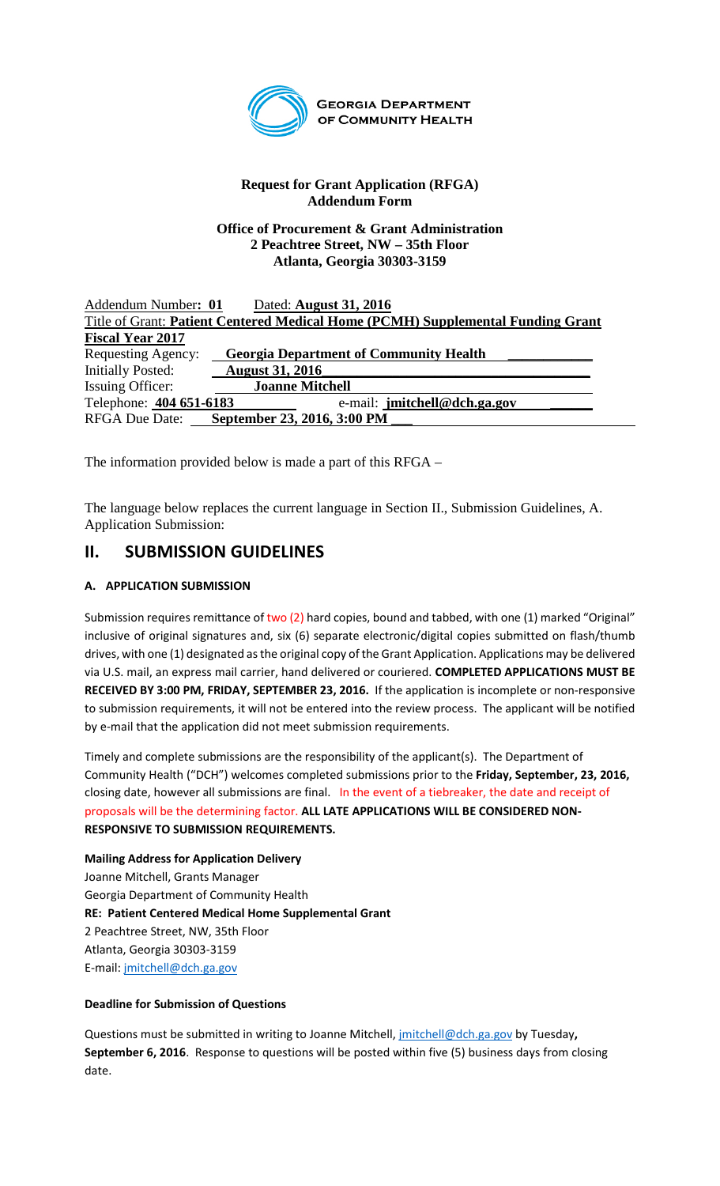GEORGIA DEPARTMENT OF COMMUNITY HEALTH

**Request for Grant Application (RFGA)**
**Addendum Form**

**Office of Procurement & Grant Administration**
**2 Peachtree Street, NW – 35th Floor**
**Atlanta, Georgia 30303-3159**

Addendum Number**: 01** Dated: **August 31, 2016**
Title of Grant: **Patient Centered Medical Home (PCMH) Supplemental Funding Grant**
**Fiscal Year 2017**
Requesting Agency: **Georgia Department of Community Health**
Initially Posted: **August 31, 2016**
Issuing Officer: **Joanne Mitchell**
Telephone: **404 651-6183** e-mail: **jmitchell@dch.ga.gov**
RFGA Due Date: **September 23, 2016, 3:00 PM**

The information provided below is made a part of this RFGA –

The language below replaces the current language in Section II., Submission Guidelines, A. Application Submission:

## II. SUBMISSION GUIDELINES

### A. APPLICATION SUBMISSION

Submission requires remittance of two (2) hard copies, bound and tabbed, with one (1) marked "Original" inclusive of original signatures and, six (6) separate electronic/digital copies submitted on flash/thumb drives, with one (1) designated as the original copy of the Grant Application. Applications may be delivered via U.S. mail, an express mail carrier, hand delivered or couriered. **COMPLETED APPLICATIONS MUST BE RECEIVED BY 3:00 PM, FRIDAY, SEPTEMBER 23, 2016.** If the application is incomplete or non-responsive to submission requirements, it will not be entered into the review process. The applicant will be notified by e-mail that the application did not meet submission requirements.

Timely and complete submissions are the responsibility of the applicant(s). The Department of Community Health ("DCH") welcomes completed submissions prior to the **Friday, September, 23, 2016,** closing date, however all submissions are final. In the event of a tiebreaker, the date and receipt of proposals will be the determining factor. **ALL LATE APPLICATIONS WILL BE CONSIDERED NON-RESPONSIVE TO SUBMISSION REQUIREMENTS.**

**Mailing Address for Application Delivery**
Joanne Mitchell, Grants Manager
Georgia Department of Community Health
**RE: Patient Centered Medical Home Supplemental Grant**
2 Peachtree Street, NW, 35th Floor
Atlanta, Georgia 30303-3159
E-mail: jmitchell@dch.ga.gov

**Deadline for Submission of Questions**

Questions must be submitted in writing to Joanne Mitchell, jmitchell@dch.ga.gov by Tuesday**, September 6, 2016**. Response to questions will be posted within five (5) business days from closing date.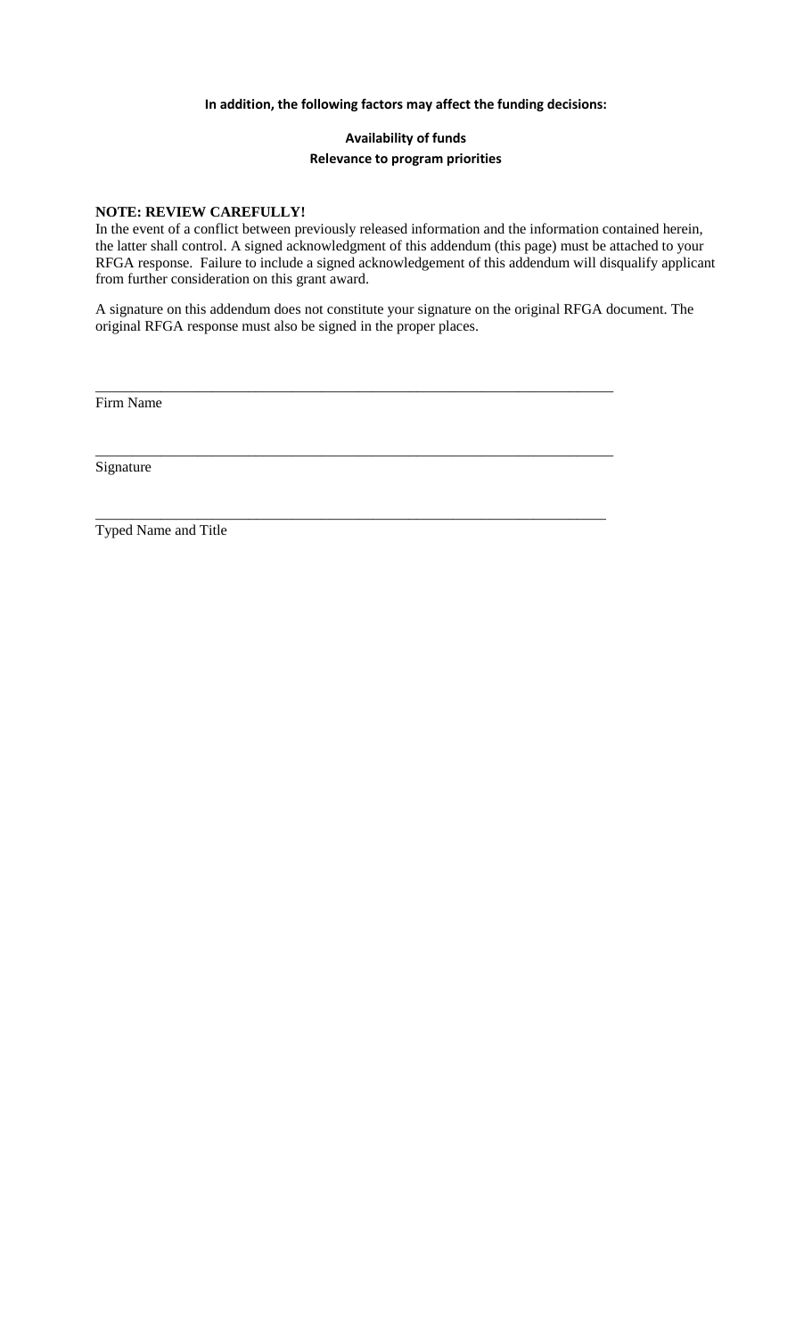**In addition, the following factors may affect the funding decisions:**

**Availability of funds**

**Relevance to program priorities**

**NOTE: REVIEW CAREFULLY!**

In the event of a conflict between previously released information and the information contained herein, the latter shall control. A signed acknowledgment of this addendum (this page) must be attached to your RFGA response. Failure to include a signed acknowledgement of this addendum will disqualify applicant from further consideration on this grant award.

A signature on this addendum does not constitute your signature on the original RFGA document. The original RFGA response must also be signed in the proper places.

_________________________________________________________________________

Firm Name

_________________________________________________________________________

Signature

_________________________________________________________________________

Typed Name and Title